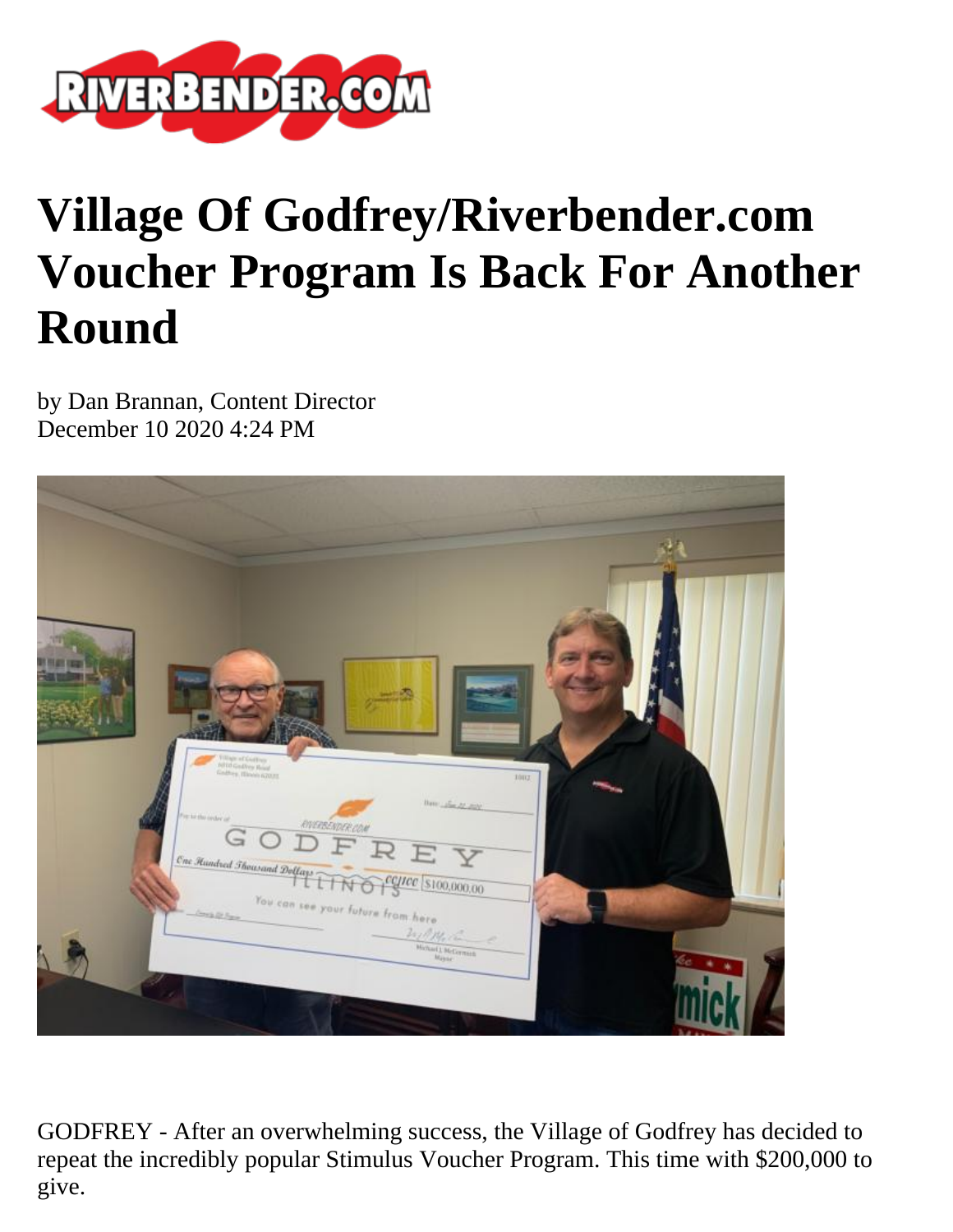# Village Of Godfrey/Riverbender.com Voucher Program Is Back For Another Round

by Dan Brannan, Content Director
December 10 2020 4:24 PM

GODFREY - After an overwhelming success, the Village of Godfrey has decided to repeat the incredibly popular Stimulus Voucher Program. This time with $200,000 to give.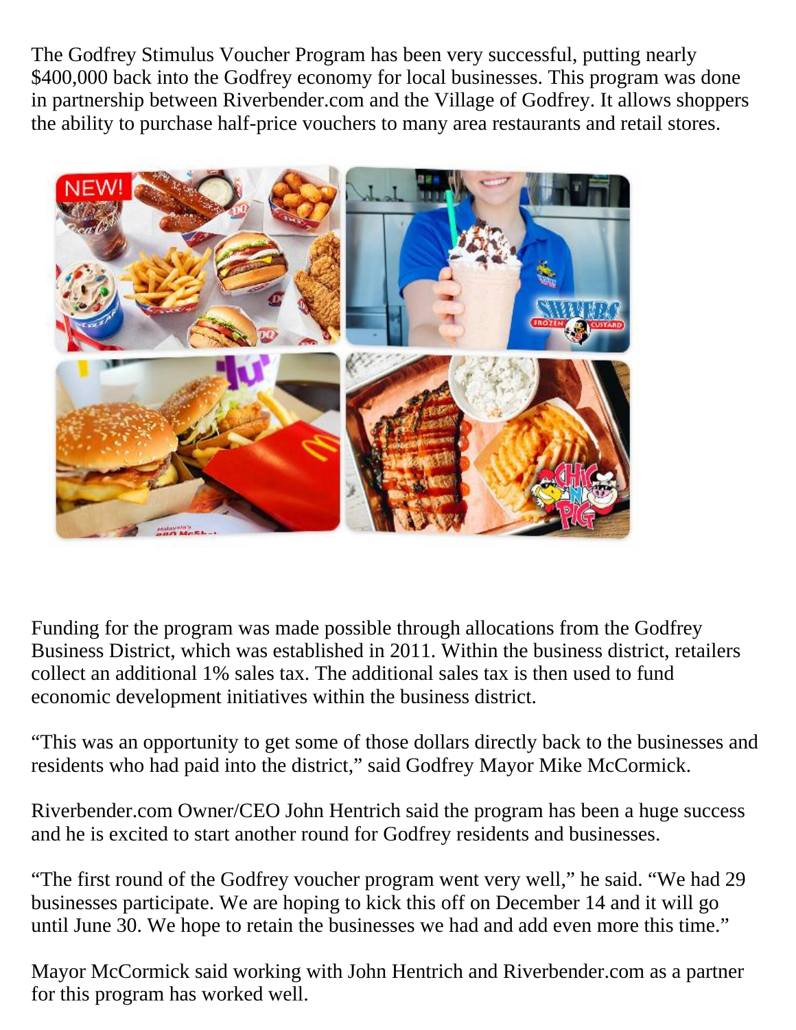The Godfrey Stimulus Voucher Program has been very successful, putting nearly $400,000 back into the Godfrey economy for local businesses. This program was done in partnership between Riverbender.com and the Village of Godfrey. It allows shoppers the ability to purchase half-price vouchers to many area restaurants and retail stores.

Funding for the program was made possible through allocations from the Godfrey Business District, which was established in 2011. Within the business district, retailers collect an additional 1% sales tax. The additional sales tax is then used to fund economic development initiatives within the business district.

"This was an opportunity to get some of those dollars directly back to the businesses and residents who had paid into the district," said Godfrey Mayor Mike McCormick.

Riverbender.com Owner/CEO John Hentrich said the program has been a huge success and he is excited to start another round for Godfrey residents and businesses.

"The first round of the Godfrey voucher program went very well," he said. "We had 29 businesses participate. We are hoping to kick this off on December 14 and it will go until June 30. We hope to retain the businesses we had and add even more this time."

Mayor McCormick said working with John Hentrich and Riverbender.com as a partner for this program has worked well.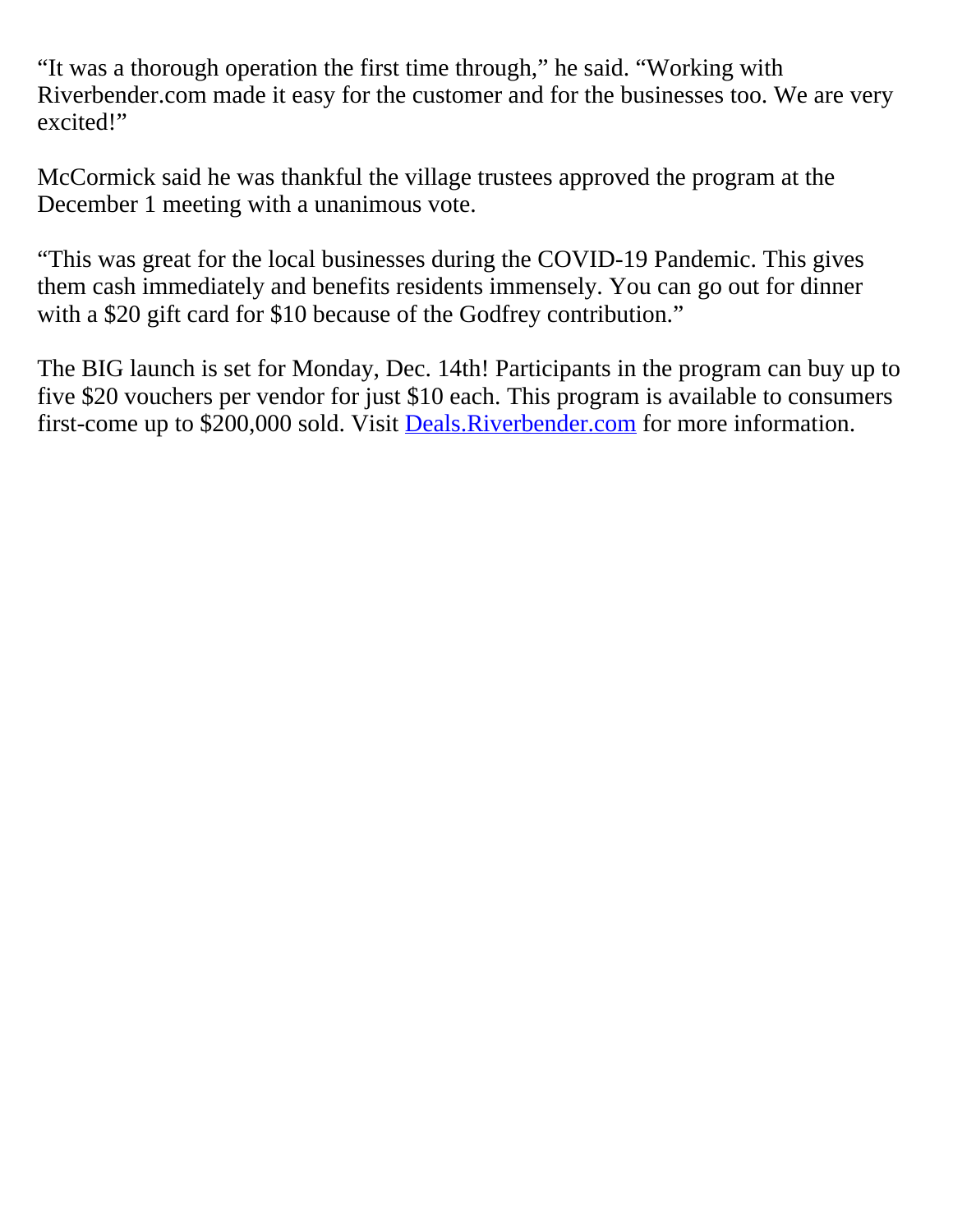“It was a thorough operation the first time through,” he said. “Working with Riverbender.com made it easy for the customer and for the businesses too. We are very excited!”

McCormick said he was thankful the village trustees approved the program at the December 1 meeting with a unanimous vote.

“This was great for the local businesses during the COVID-19 Pandemic. This gives them cash immediately and benefits residents immensely. You can go out for dinner with a $20 gift card for $10 because of the Godfrey contribution.”

The BIG launch is set for Monday, Dec. 14th! Participants in the program can buy up to five $20 vouchers per vendor for just $10 each. This program is available to consumers first-come up to $200,000 sold. Visit [Deals.Riverbender.com](Deals.Riverbender.com) for more information.